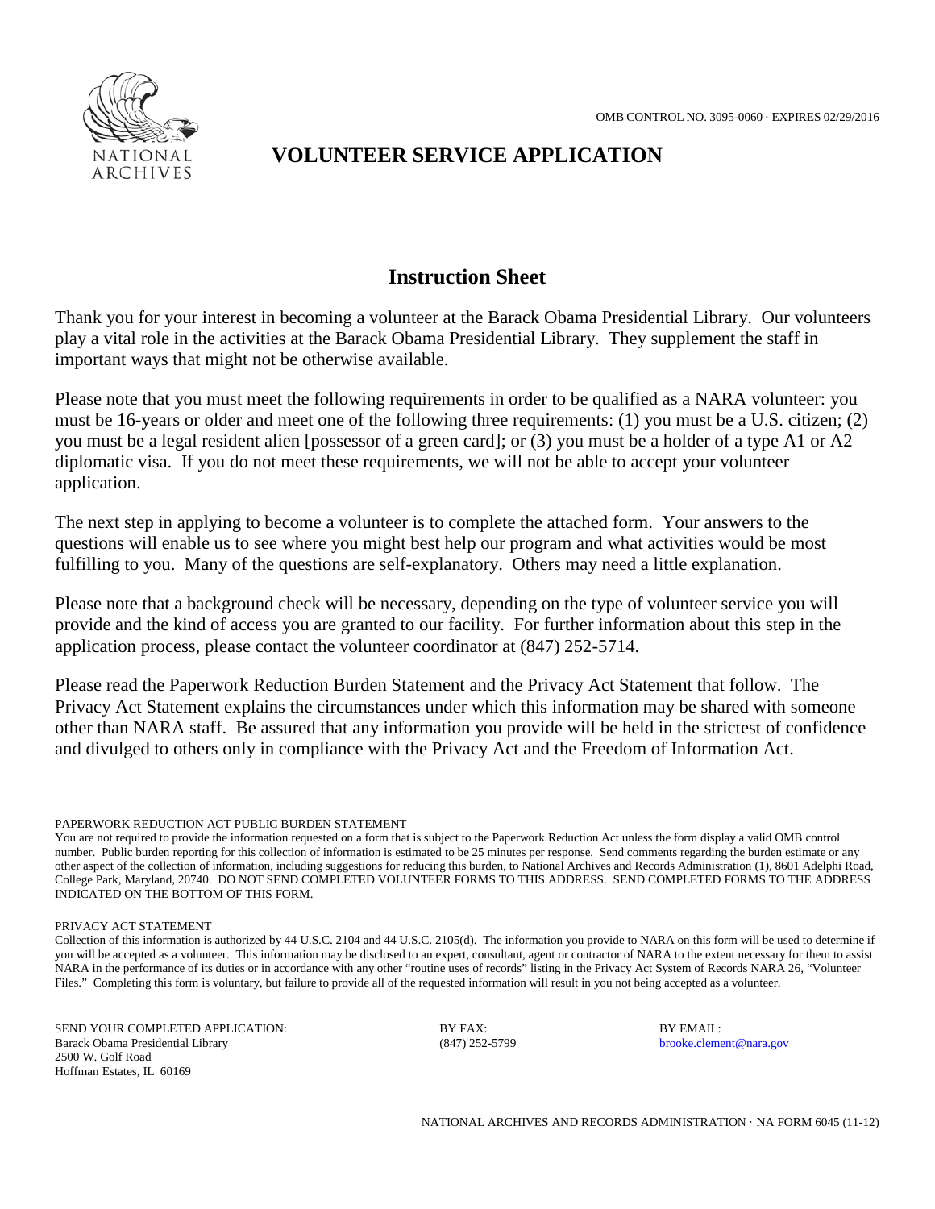NATIONAL ARCHIVES

OMB CONTROL NO. 3095-0060 · EXPIRES 02/29/2016

# VOLUNTEER SERVICE APPLICATION

## Instruction Sheet

Thank you for your interest in becoming a volunteer at the Barack Obama Presidential Library. Our volunteers play a vital role in the activities at the Barack Obama Presidential Library. They supplement the staff in important ways that might not be otherwise available.

Please note that you must meet the following requirements in order to be qualified as a NARA volunteer: you must be 16-years or older and meet one of the following three requirements: (1) you must be a U.S. citizen; (2) you must be a legal resident alien [possessor of a green card]; or (3) you must be a holder of a type A1 or A2 diplomatic visa. If you do not meet these requirements, we will not be able to accept your volunteer application.

The next step in applying to become a volunteer is to complete the attached form. Your answers to the questions will enable us to see where you might best help our program and what activities would be most fulfilling to you. Many of the questions are self-explanatory. Others may need a little explanation.

Please note that a background check will be necessary, depending on the type of volunteer service you will provide and the kind of access you are granted to our facility. For further information about this step in the application process, please contact the volunteer coordinator at (847) 252-5714.

Please read the Paperwork Reduction Burden Statement and the Privacy Act Statement that follow. The Privacy Act Statement explains the circumstances under which this information may be shared with someone other than NARA staff. Be assured that any information you provide will be held in the strictest of confidence and divulged to others only in compliance with the Privacy Act and the Freedom of Information Act.

PAPERWORK REDUCTION ACT PUBLIC BURDEN STATEMENT

You are not required to provide the information requested on a form that is subject to the Paperwork Reduction Act unless the form display a valid OMB control number. Public burden reporting for this collection of information is estimated to be 25 minutes per response. Send comments regarding the burden estimate or any other aspect of the collection of information, including suggestions for reducing this burden, to National Archives and Records Administration (1), 8601 Adelphi Road, College Park, Maryland, 20740. DO NOT SEND COMPLETED VOLUNTEER FORMS TO THIS ADDRESS. SEND COMPLETED FORMS TO THE ADDRESS INDICATED ON THE BOTTOM OF THIS FORM.

PRIVACY ACT STATEMENT

Collection of this information is authorized by 44 U.S.C. 2104 and 44 U.S.C. 2105(d). The information you provide to NARA on this form will be used to determine if you will be accepted as a volunteer. This information may be disclosed to an expert, consultant, agent or contractor of NARA to the extent necessary for them to assist NARA in the performance of its duties or in accordance with any other "routine uses of records" listing in the Privacy Act System of Records NARA 26, "Volunteer Files." Completing this form is voluntary, but failure to provide all of the requested information will result in you not being accepted as a volunteer.

SEND YOUR COMPLETED APPLICATION:
Barack Obama Presidential Library
2500 W. Golf Road
Hoffman Estates, IL 60169

BY FAX:
(847) 252-5799

BY EMAIL:
brooke.clement@nara.gov

NATIONAL ARCHIVES AND RECORDS ADMINISTRATION · NA FORM 6045 (11-12)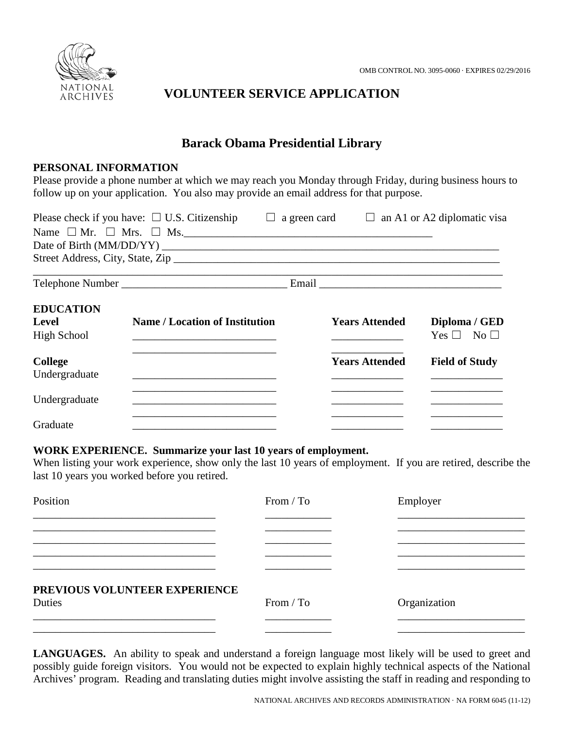OMB CONTROL NO. 3095-0060 · EXPIRES 02/29/2016

# VOLUNTEER SERVICE APPLICATION

## Barack Obama Presidential Library

### PERSONAL INFORMATION

Please provide a phone number at which we may reach you Monday through Friday, during business hours to follow up on your application. You also may provide an email address for that purpose.

Please check if you have: ☐ U.S. Citizenship ☐ a green card ☐ an A1 or A2 diplomatic visa

Name ☐ Mr. ☐ Mrs. ☐ Ms.______________________________________________

Date of Birth (MM/DD/YY) ____________________________________________________________

Street Address, City, State, Zip ________________________________________________________

_____________________________________________________________________________

Telephone Number ______________________________ Email _______________________________

### EDUCATION

| Level | Name / Location of Institution | Years Attended | Diploma / GED |
|---|---|---|---|
| High School | __________________________ | _____________ | Yes ☐ No ☐ |
| | __________________________ | _____________ | |
| **College** | | **Years Attended** | **Field of Study** |
| Undergraduate | __________________________ | _____________ | _____________ |
| | __________________________ | _____________ | _____________ |
| Undergraduate | __________________________ | _____________ | _____________ |
| | __________________________ | _____________ | _____________ |
| Graduate | __________________________ | _____________ | _____________ |

### WORK EXPERIENCE. Summarize your last 10 years of employment.

When listing your work experience, show only the last 10 years of employment. If you are retired, describe the last 10 years you worked before you retired.

| Position | From / To | Employer |
|---|---|---|
| ________________________________ | ____________ | _______________________ |
| ________________________________ | ____________ | _______________________ |
| ________________________________ | ____________ | _______________________ |
| ________________________________ | ____________ | _______________________ |
| ________________________________ | ____________ | _______________________ |

### PREVIOUS VOLUNTEER EXPERIENCE

| Duties | From / To | Organization |
|---|---|---|
| ________________________________ | ____________ | _______________________ |
| ________________________________ | ____________ | _______________________ |

**LANGUAGES.** An ability to speak and understand a foreign language most likely will be used to greet and possibly guide foreign visitors. You would not be expected to explain highly technical aspects of the National Archives' program. Reading and translating duties might involve assisting the staff in reading and responding to

NATIONAL ARCHIVES AND RECORDS ADMINISTRATION · NA FORM 6045 (11-12)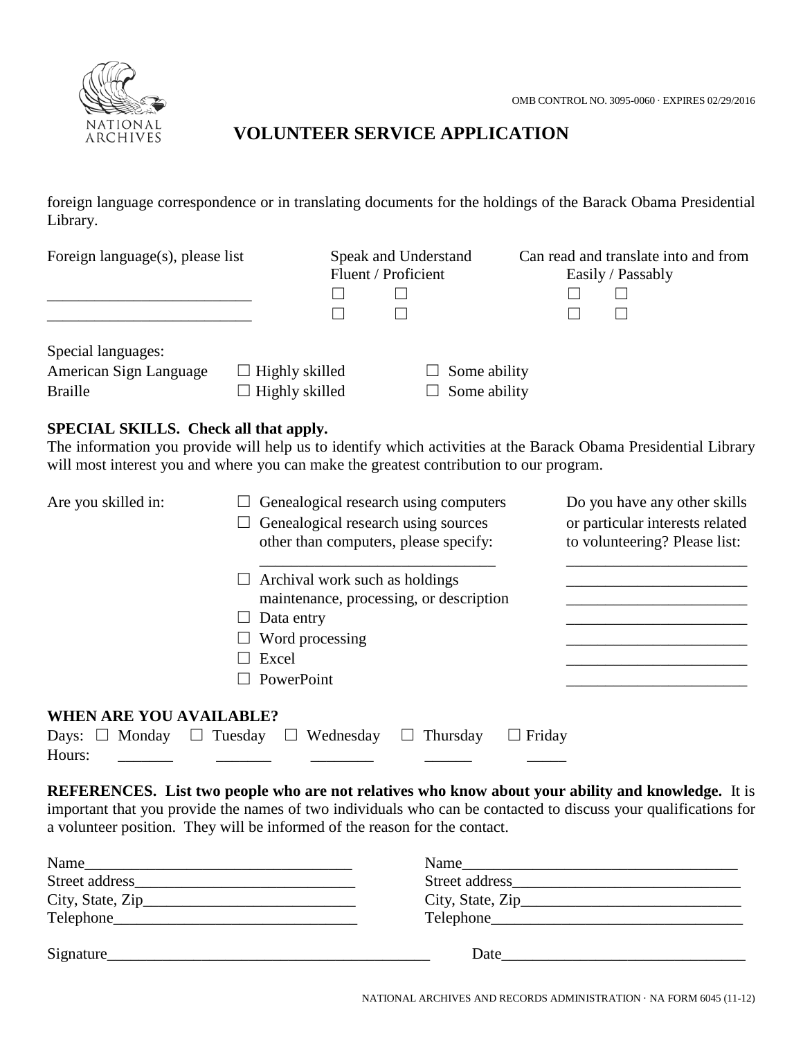OMB CONTROL NO. 3095-0060 · EXPIRES 02/29/2016

# VOLUNTEER SERVICE APPLICATION

foreign language correspondence or in translating documents for the holdings of the Barack Obama Presidential Library.

| Foreign language(s), please list | Speak and Understand Fluent | Speak and Understand Proficient | Can read and translate into and from Easily | Can read and translate into and from Passably |
|---|---|---|---|---|
| ______________________ | ☐ | ☐ | ☐ | ☐ |
| ______________________ | ☐ | ☐ | ☐ | ☐ |

Special languages:

| | | |
|---|---|---|
| American Sign Language | ☐ Highly skilled | ☐ Some ability |
| Braille | ☐ Highly skilled | ☐ Some ability |

**SPECIAL SKILLS. Check all that apply.**

The information you provide will help us to identify which activities at the Barack Obama Presidential Library will most interest you and where you can make the greatest contribution to our program.

Are you skilled in:

- ☐ Genealogical research using computers
- ☐ Genealogical research using sources other than computers, please specify: ______________________
- ☐ Archival work such as holdings maintenance, processing, or description
- ☐ Data entry
- ☐ Word processing
- ☐ Excel
- ☐ PowerPoint

Do you have any other skills or particular interests related to volunteering? Please list:

______________________

______________________

______________________

______________________

______________________

______________________

**WHEN ARE YOU AVAILABLE?**

| Days: | ☐ Monday | ☐ Tuesday | ☐ Wednesday | ☐ Thursday | ☐ Friday |
|---|---|---|---|---|---|
| Hours: | _______ | _______ | ________ | ______ | _____ |

**REFERENCES. List two people who are not relatives who know about your ability and knowledge.** It is important that you provide the names of two individuals who can be contacted to discuss your qualifications for a volunteer position. They will be informed of the reason for the contact.

Name_________________________________

Street address___________________________

City, State, Zip__________________________

Telephone______________________________

Name___________________________________

Street address_____________________________

City, State, Zip____________________________

Telephone________________________________

Signature_________________________________________ Date_______________________________

NATIONAL ARCHIVES AND RECORDS ADMINISTRATION · NA FORM 6045 (11-12)